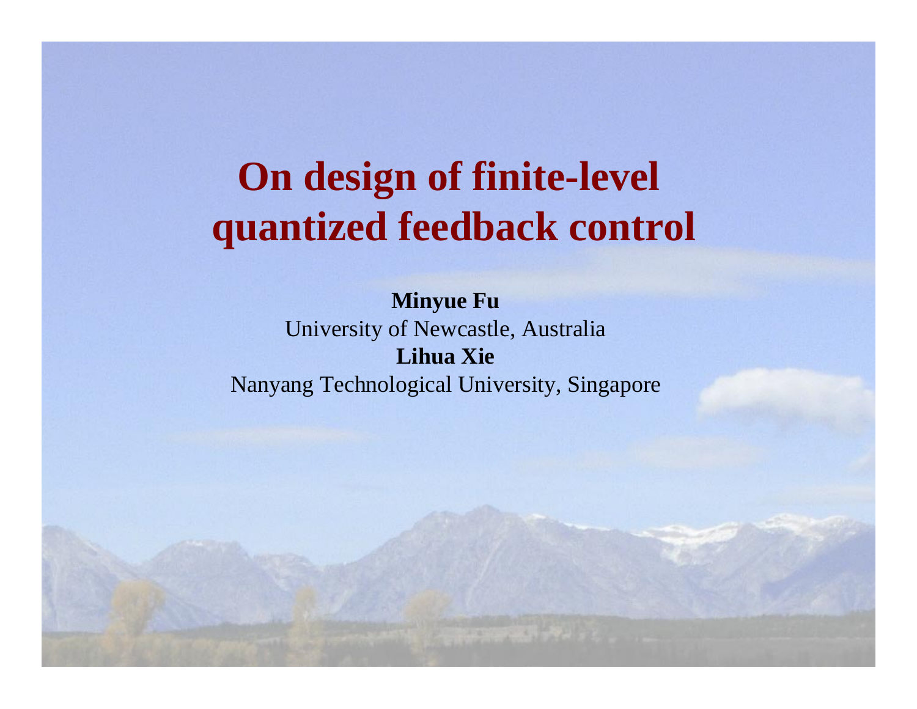# On design of finite-level quantized feedback control

**Minyue Fu**

University of Newcastle, Australia

**Lihua Xie**

Nanyang Technological University, Singapore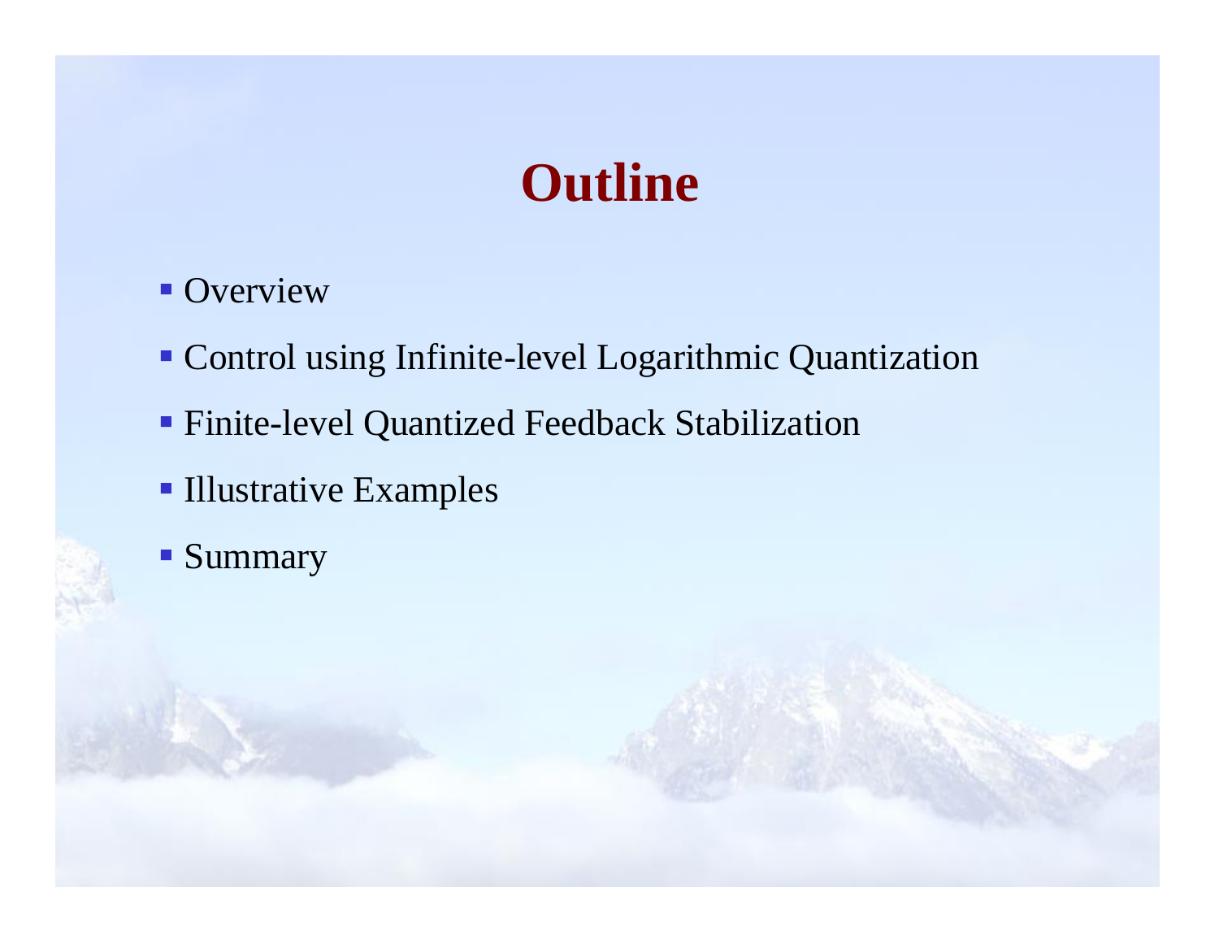# Outline

- Overview
- Control using Infinite-level Logarithmic Quantization
- Finite-level Quantized Feedback Stabilization
- Illustrative Examples
- Summary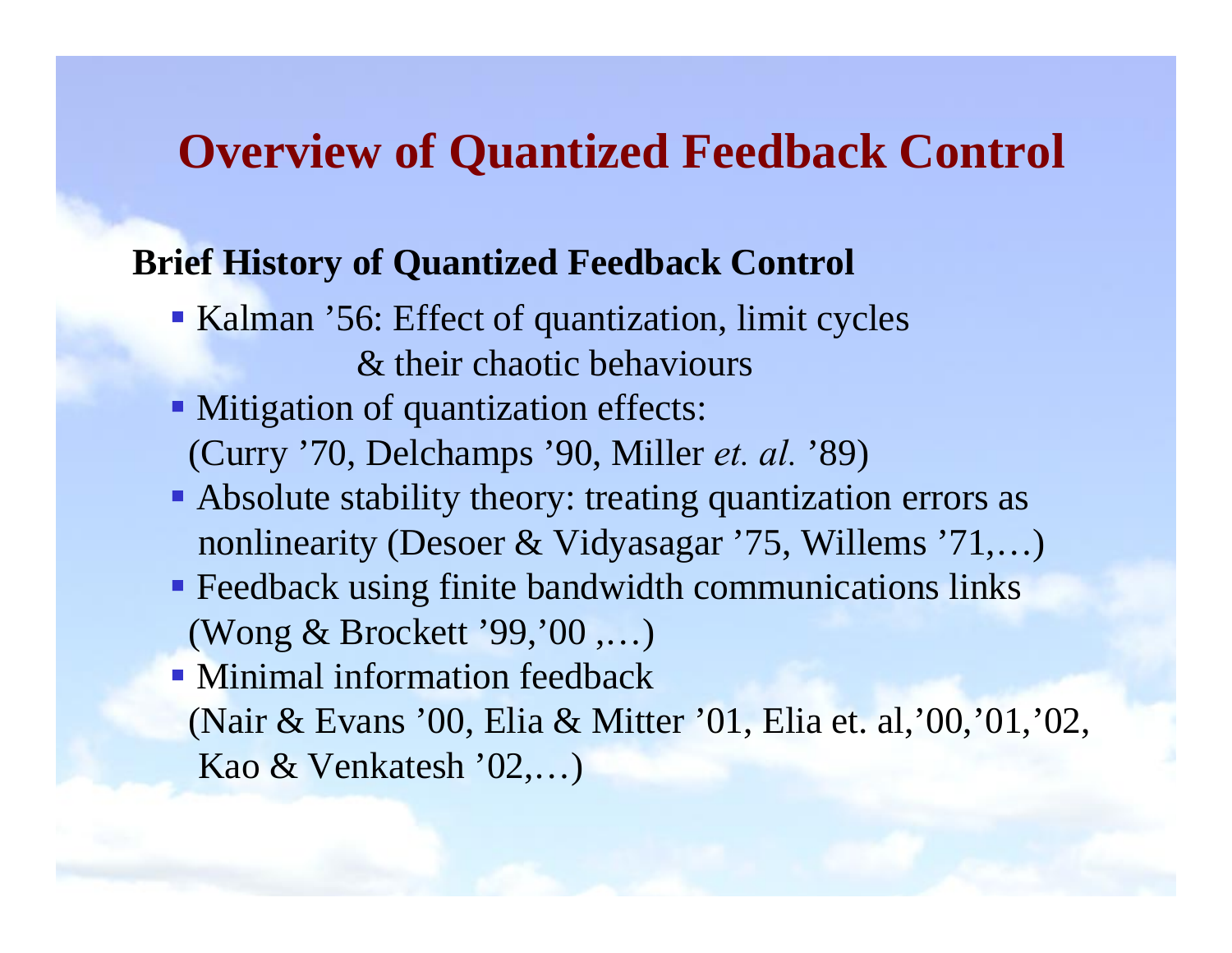# Overview of Quantized Feedback Control

**Brief History of Quantized Feedback Control**

- Kalman '56: Effect of quantization, limit cycles & their chaotic behaviours
- Mitigation of quantization effects: (Curry '70, Delchamps '90, Miller *et. al.* '89)
- Absolute stability theory: treating quantization errors as nonlinearity (Desoer & Vidyasagar '75, Willems '71,…)
- Feedback using finite bandwidth communications links (Wong & Brockett '99,'00 ,…)
- Minimal information feedback (Nair & Evans '00, Elia & Mitter '01, Elia et. al,'00,'01,'02, Kao & Venkatesh '02,…)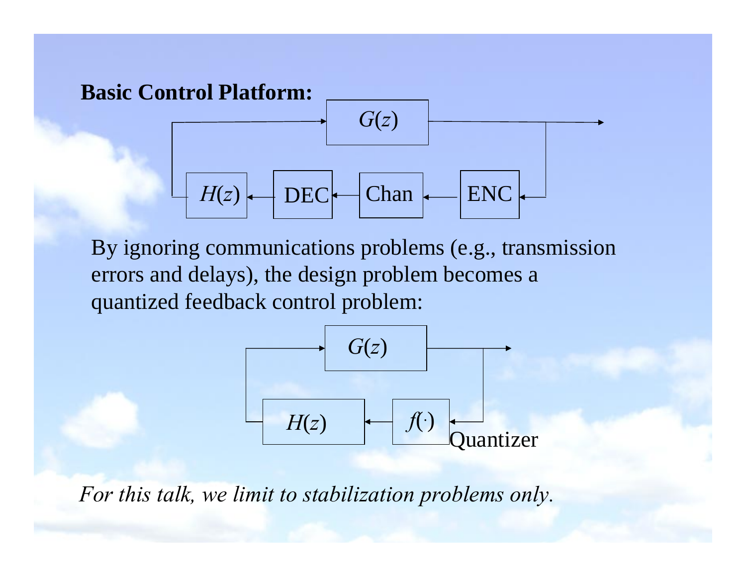**Basic Control Platform:**

By ignoring communications problems (e.g., transmission errors and delays), the design problem becomes a quantized feedback control problem:

*For this talk, we limit to stabilization problems only.*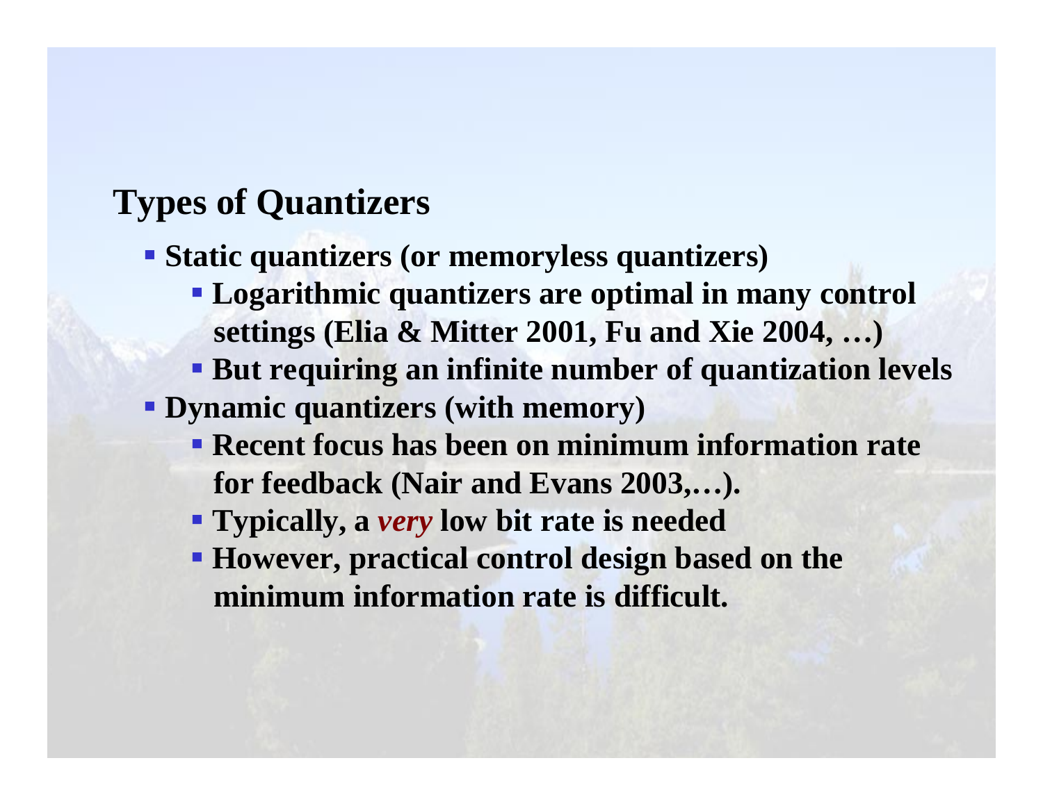## Types of Quantizers

- **Static quantizers (or memoryless quantizers)**
  - **Logarithmic quantizers are optimal in many control settings (Elia & Mitter 2001, Fu and Xie 2004, …)**
  - **But requiring an infinite number of quantization levels**
- **Dynamic quantizers (with memory)**
  - **Recent focus has been on minimum information rate for feedback (Nair and Evans 2003,…).**
  - **Typically, a *very* low bit rate is needed**
  - **However, practical control design based on the minimum information rate is difficult.**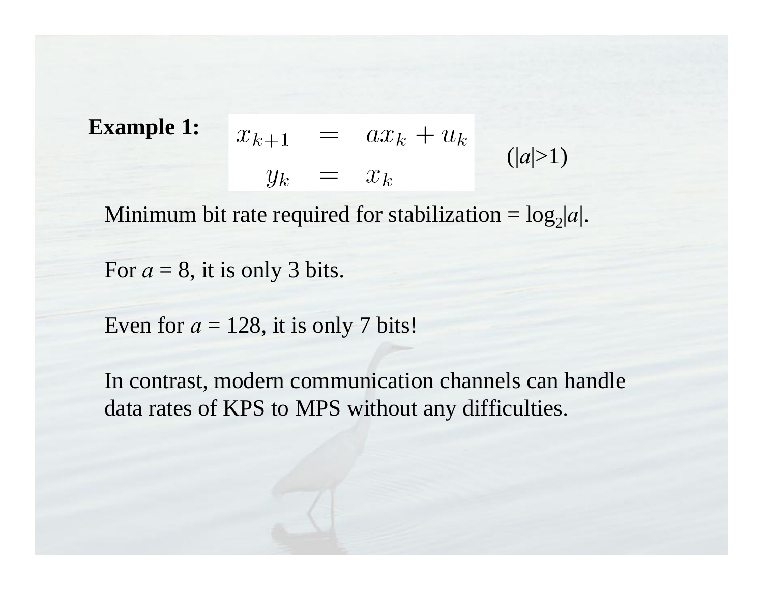**Example 1:**

$$
\begin{aligned}
x_{k+1} &= a x_k + u_k \\
y_k &= x_k
\end{aligned}
\qquad (|a|>1)
$$

Minimum bit rate required for stabilization = $\log_2 |a|$.

For $a$ = 8, it is only 3 bits.

Even for $a$ = 128, it is only 7 bits!

In contrast, modern communication channels can handle data rates of KPS to MPS without any difficulties.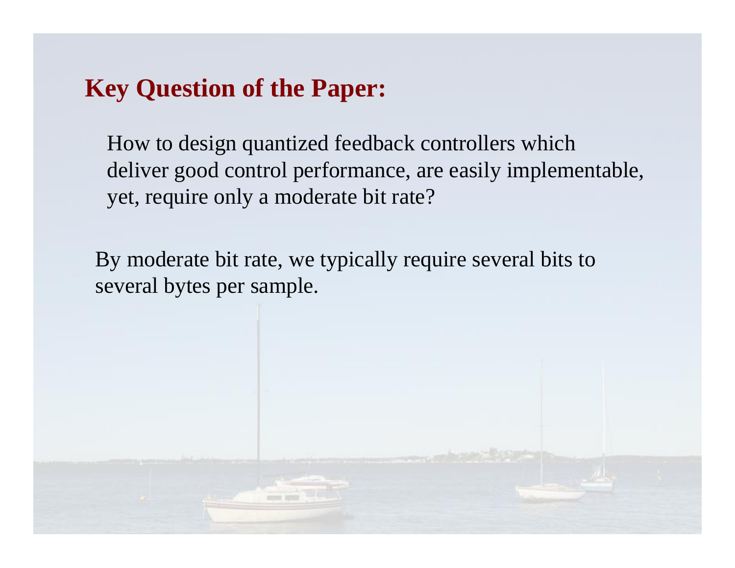## Key Question of the Paper:

How to design quantized feedback controllers which deliver good control performance, are easily implementable, yet, require only a moderate bit rate?

By moderate bit rate, we typically require several bits to several bytes per sample.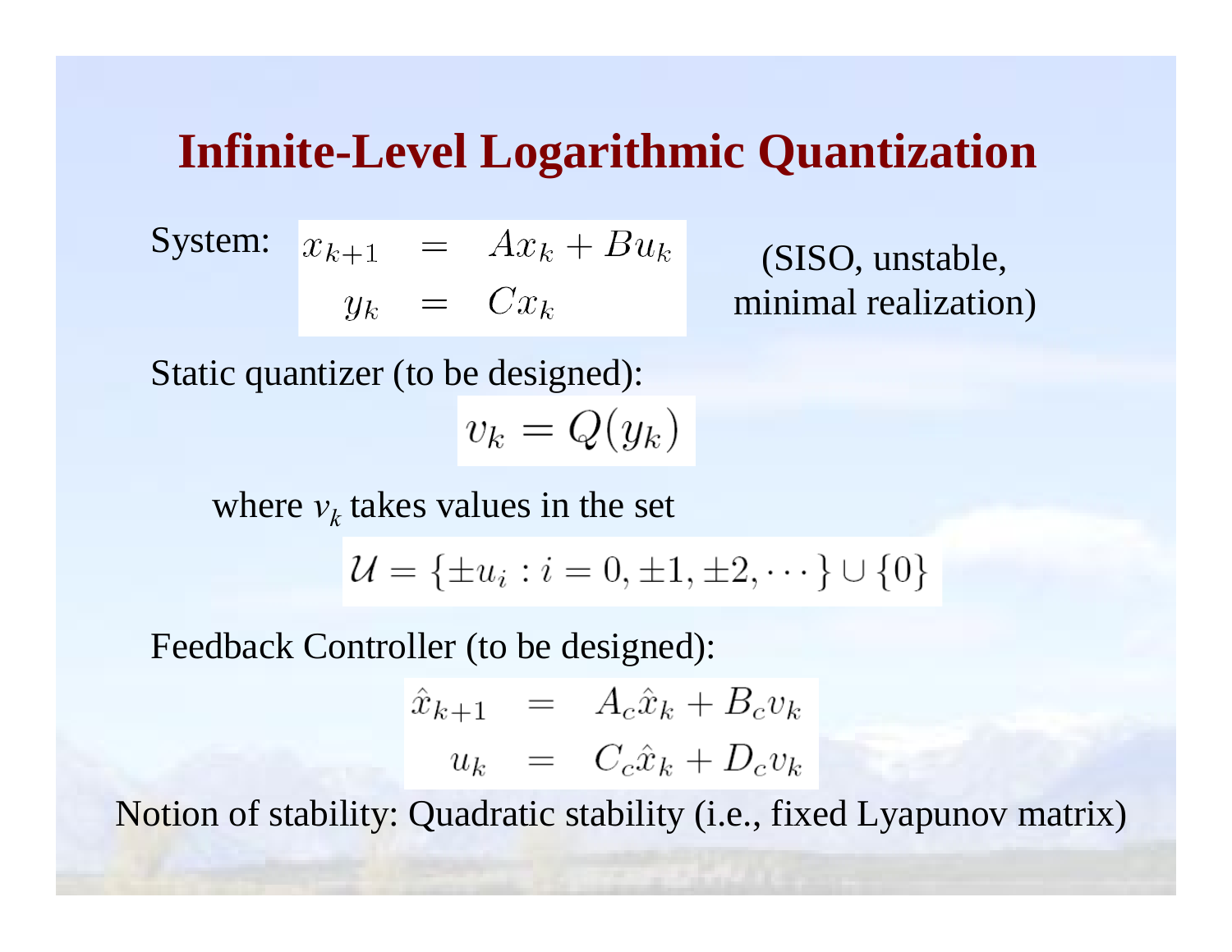# Infinite-Level Logarithmic Quantization

System:

$$
\begin{aligned}
x_{k+1} &= Ax_k + Bu_k \\
y_k &= Cx_k
\end{aligned}
$$

(SISO, unstable, minimal realization)

Static quantizer (to be designed):

$$v_k = Q(y_k)$$

where $v_k$ takes values in the set

$$\mathcal{U} = \{\pm u_i : i = 0, \pm 1, \pm 2, \cdots\} \cup \{0\}$$

Feedback Controller (to be designed):

$$
\begin{aligned}
\hat{x}_{k+1} &= A_c \hat{x}_k + B_c v_k \\
u_k &= C_c \hat{x}_k + D_c v_k
\end{aligned}
$$

Notion of stability: Quadratic stability (i.e., fixed Lyapunov matrix)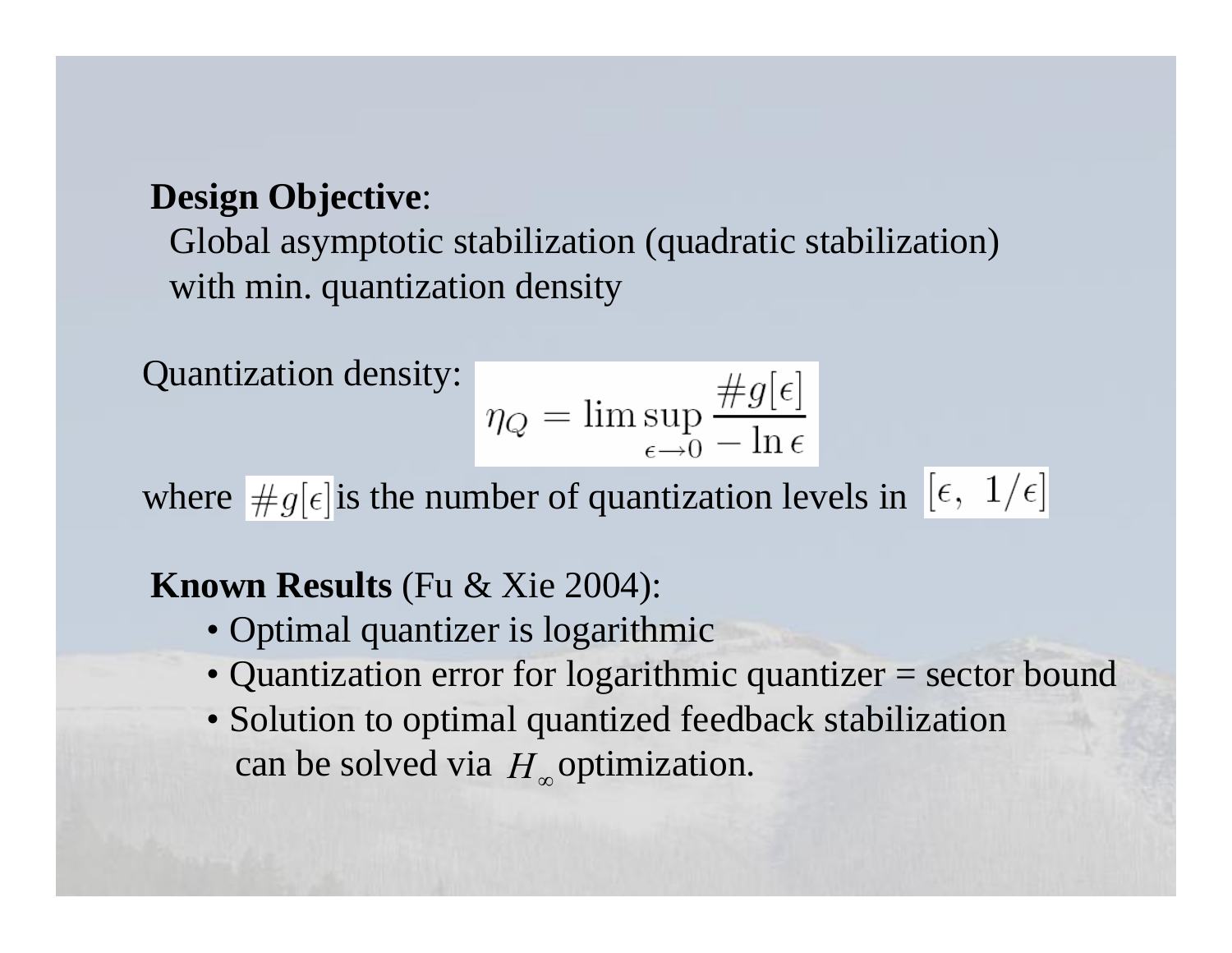**Design Objective**:

Global asymptotic stabilization (quadratic stabilization) with min. quantization density

Quantization density: 

$$\eta_Q = \limsup_{\epsilon \to 0} \frac{\# g[\epsilon]}{-\ln \epsilon}$$

where $\# g[\epsilon]$ is the number of quantization levels in $[\epsilon, \ 1/\epsilon]$

**Known Results** (Fu & Xie 2004):

- Optimal quantizer is logarithmic
- Quantization error for logarithmic quantizer = sector bound
- Solution to optimal quantized feedback stabilization can be solved via $H_\infty$ optimization.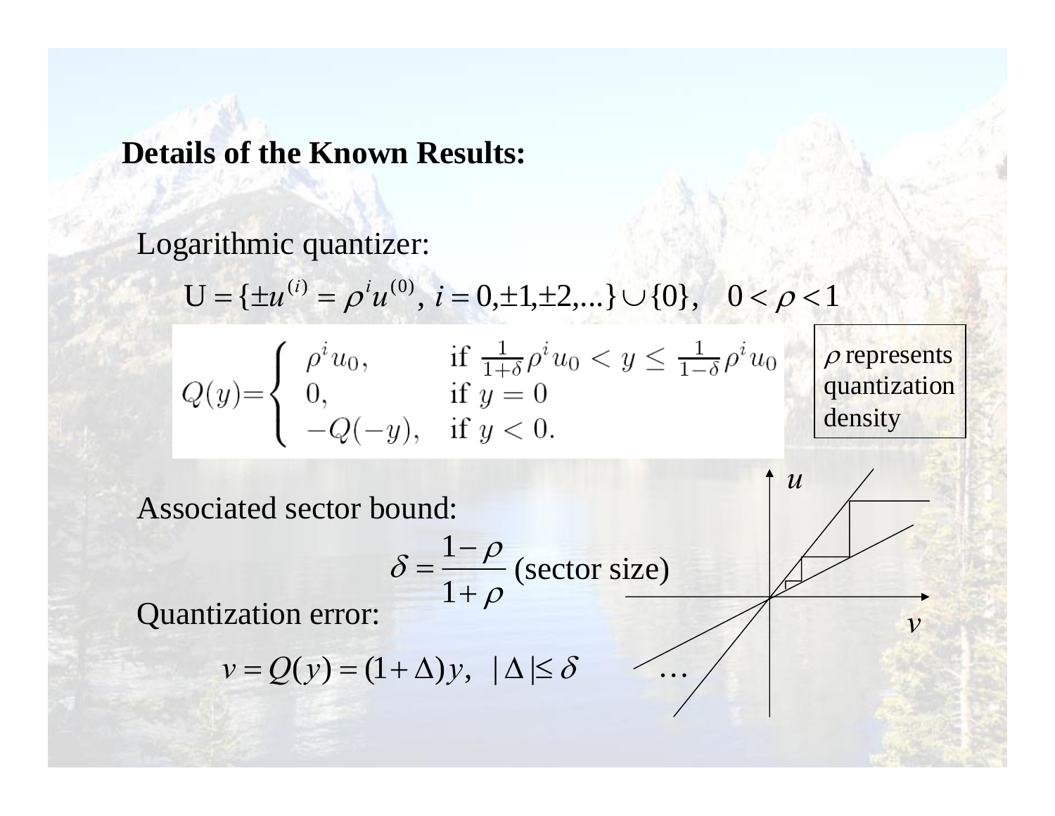**Details of the Known Results:**

Logarithmic quantizer:

$$\mathrm{U} = \{\pm u^{(i)} = \rho^i u^{(0)},\ i = 0, \pm 1, \pm 2, \ldots\} \cup \{0\}, \quad 0 < \rho < 1$$

$$Q(y) = \begin{cases} \rho^i u_0, & \text{if } \frac{1}{1+\delta}\rho^i u_0 < y \leq \frac{1}{1-\delta}\rho^i u_0 \\ 0, & \text{if } y = 0 \\ -Q(-y), & \text{if } y < 0. \end{cases}$$

$\rho$ represents quantization density

Associated sector bound:

$$\delta = \frac{1-\rho}{1+\rho} \text{ (sector size)}$$

Quantization error:

$$v = Q(y) = (1+\Delta)y, \quad |\Delta| \leq \delta$$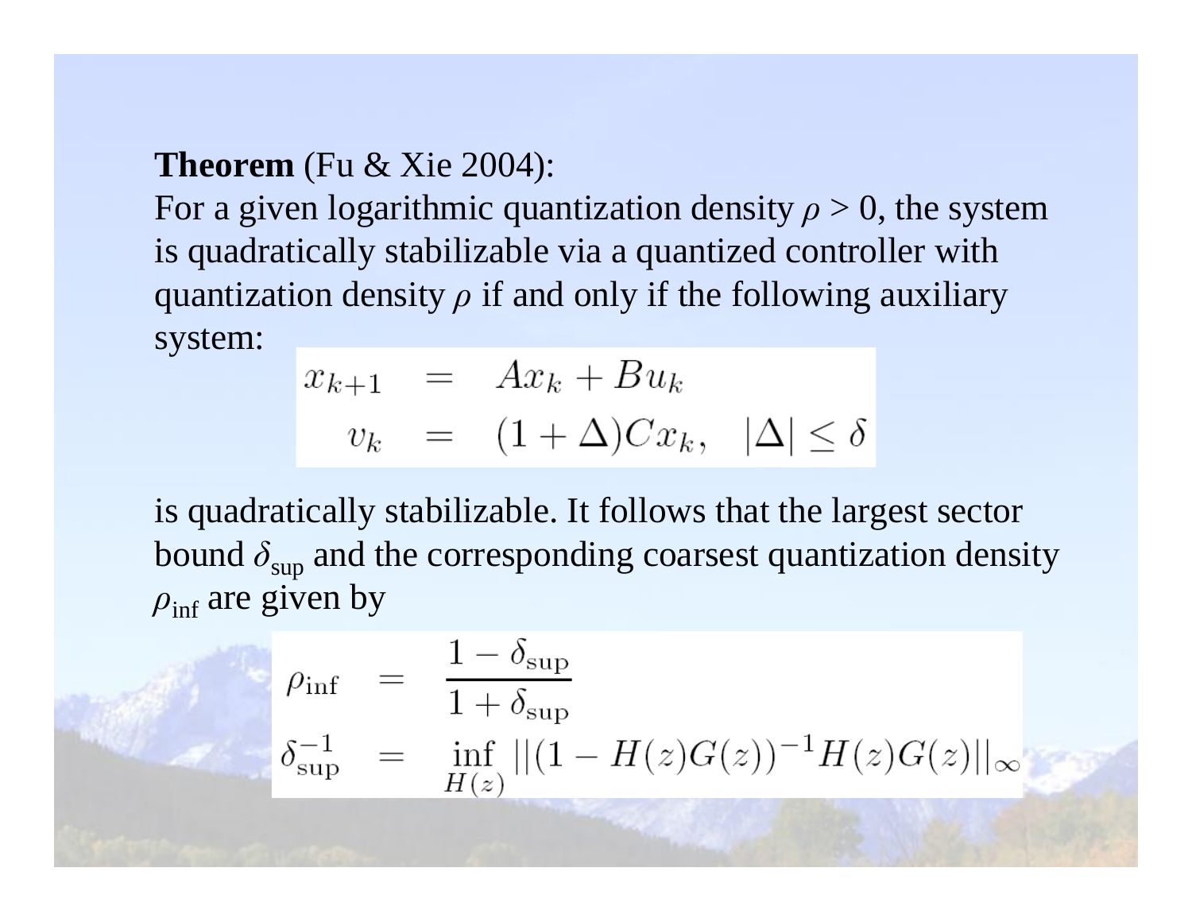**Theorem** (Fu & Xie 2004):
For a given logarithmic quantization density $\rho > 0$, the system is quadratically stabilizable via a quantized controller with quantization density $\rho$ if and only if the following auxiliary system:

$$
\begin{aligned}
x_{k+1} &= Ax_k + Bu_k \\
v_k &= (1+\Delta)Cx_k, \quad |\Delta| \le \delta
\end{aligned}
$$

is quadratically stabilizable. It follows that the largest sector bound $\delta_{\text{sup}}$ and the corresponding coarsest quantization density $\rho_{\text{inf}}$ are given by

$$
\begin{aligned}
\rho_{\text{inf}} &= \frac{1-\delta_{\text{sup}}}{1+\delta_{\text{sup}}} \\
\delta_{\text{sup}}^{-1} &= \inf_{H(z)} ||(1-H(z)G(z))^{-1}H(z)G(z)||_\infty
\end{aligned}
$$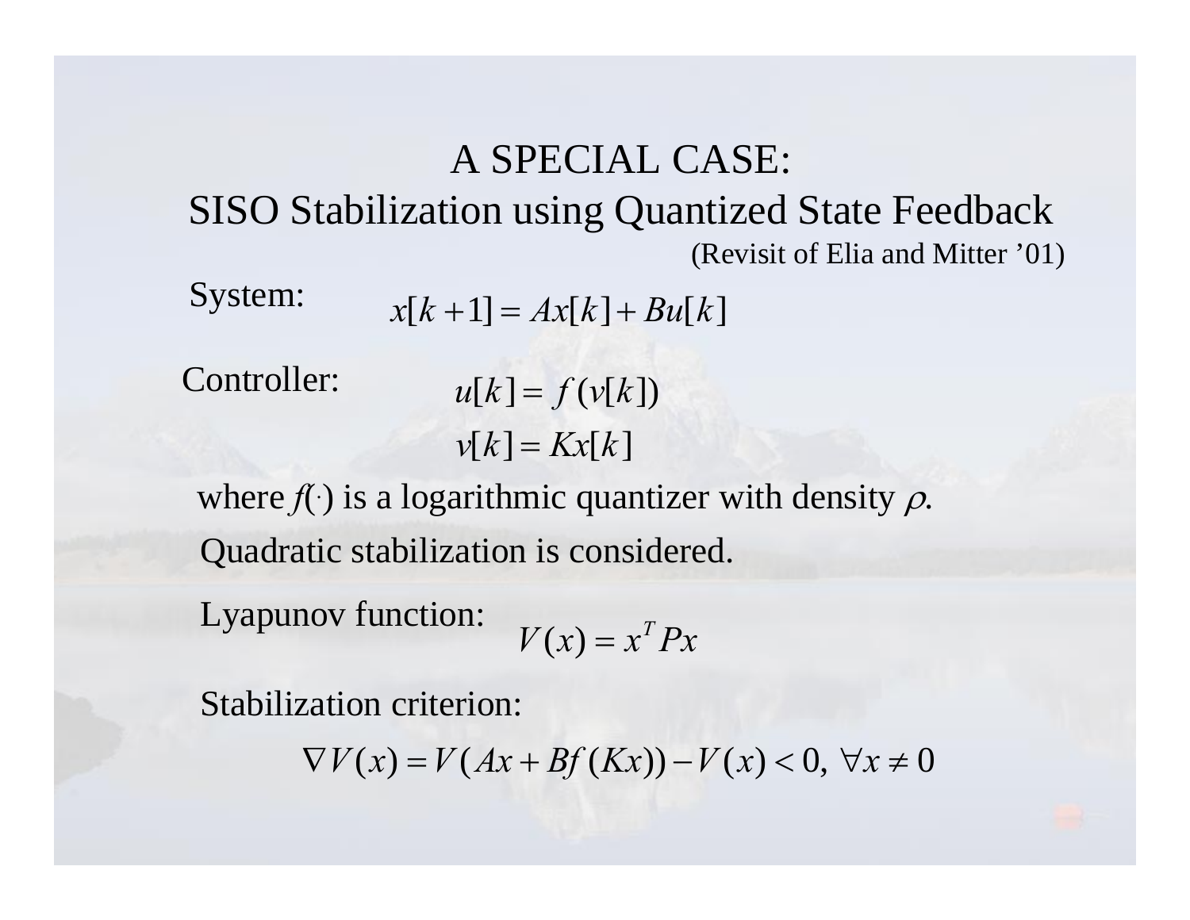# A SPECIAL CASE:
# SISO Stabilization using Quantized State Feedback

(Revisit of Elia and Mitter ’01)

System: $$x[k+1] = Ax[k] + Bu[k]$$

Controller:
$$u[k] = f(v[k])$$
$$v[k] = Kx[k]$$

where $f(\cdot)$ is a logarithmic quantizer with density $\rho$.

Quadratic stabilization is considered.

Lyapunov function: $$V(x) = x^T P x$$

Stabilization criterion:

$$\nabla V(x) = V(Ax + Bf(Kx)) - V(x) < 0, \; \forall x \neq 0$$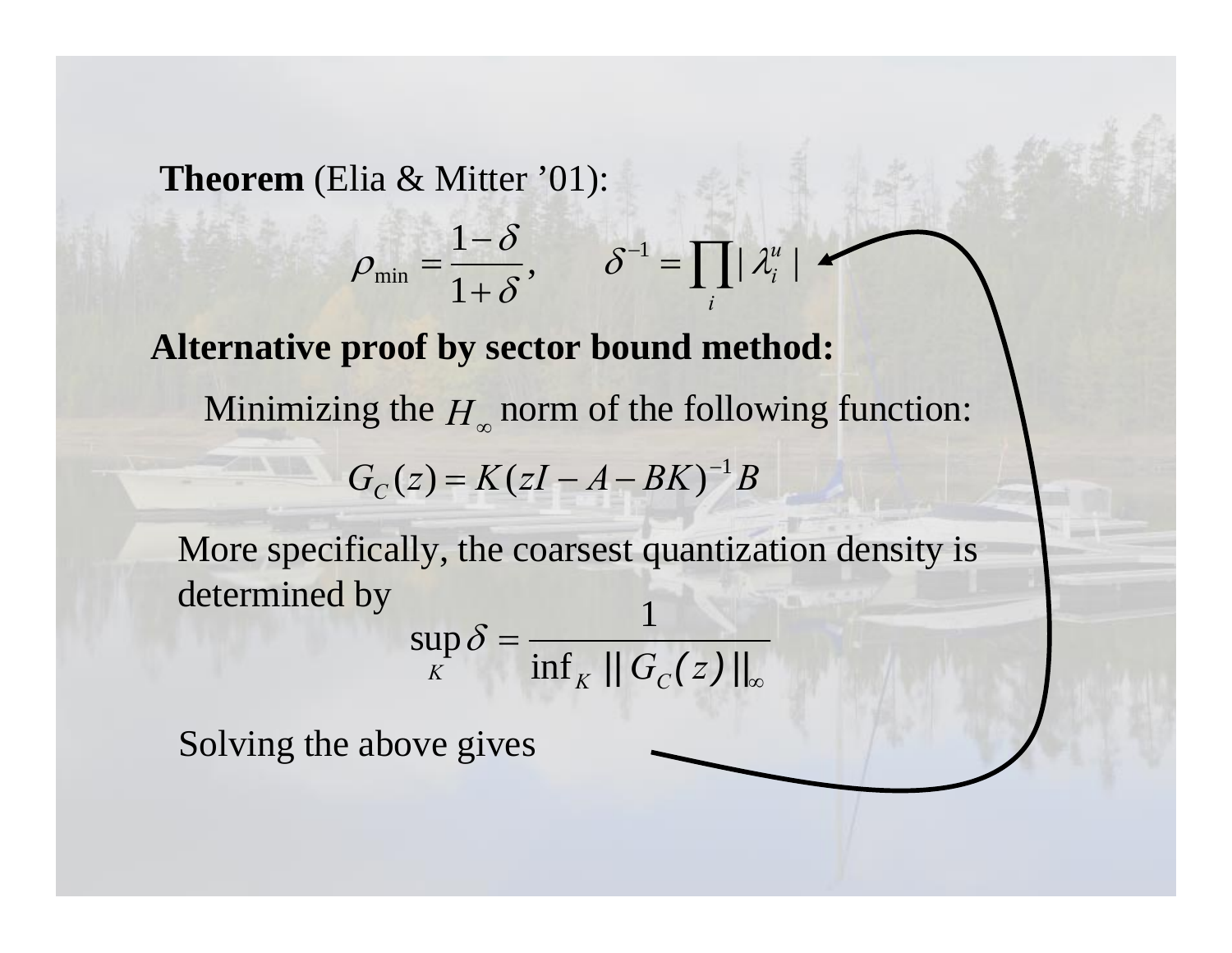**Theorem** (Elia & Mitter '01):

$$\rho_{\min} = \frac{1-\delta}{1+\delta}, \qquad \delta^{-1} = \prod_i |\lambda_i^u|$$

**Alternative proof by sector bound method:**

Minimizing the $H_\infty$ norm of the following function:

$$G_C(z) = K(zI - A - BK)^{-1} B$$

More specifically, the coarsest quantization density is determined by

$$\sup_K \delta = \frac{1}{\inf_K \| G_C(z) \|_\infty}$$

Solving the above gives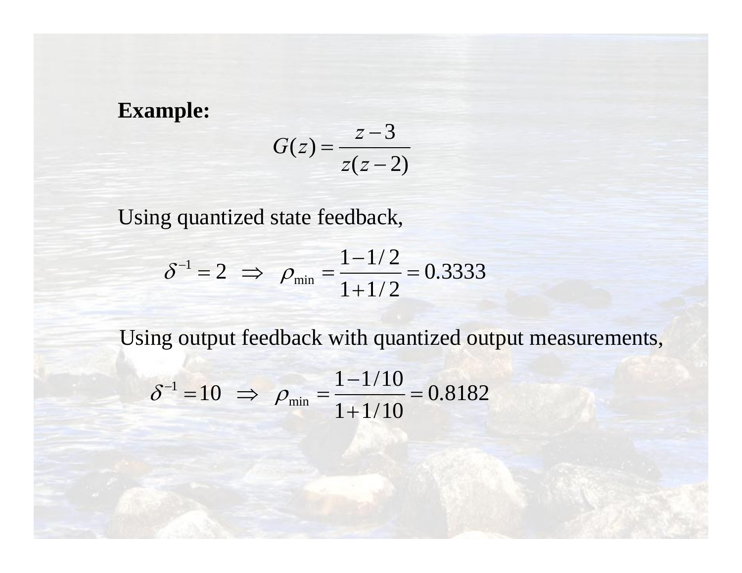**Example:**

$$G(z) = \frac{z-3}{z(z-2)}$$

Using quantized state feedback,

$$\delta^{-1} = 2 \;\; \Rightarrow \;\; \rho_{\min} = \frac{1-1/2}{1+1/2} = 0.3333$$

Using output feedback with quantized output measurements,

$$\delta^{-1} = 10 \;\; \Rightarrow \;\; \rho_{\min} = \frac{1-1/10}{1+1/10} = 0.8182$$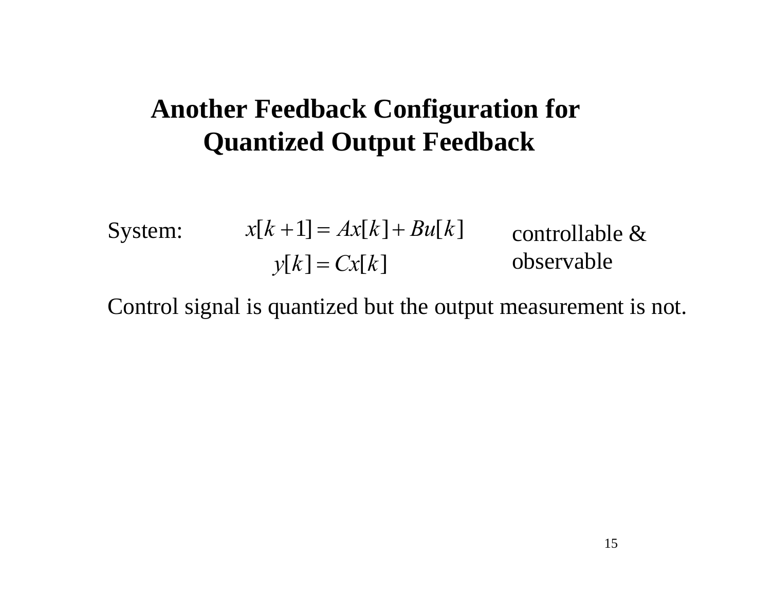# Another Feedback Configuration for Quantized Output Feedback

System:

$$x[k+1] = Ax[k] + Bu[k]$$
$$y[k] = Cx[k]$$

controllable & observable

Control signal is quantized but the output measurement is not.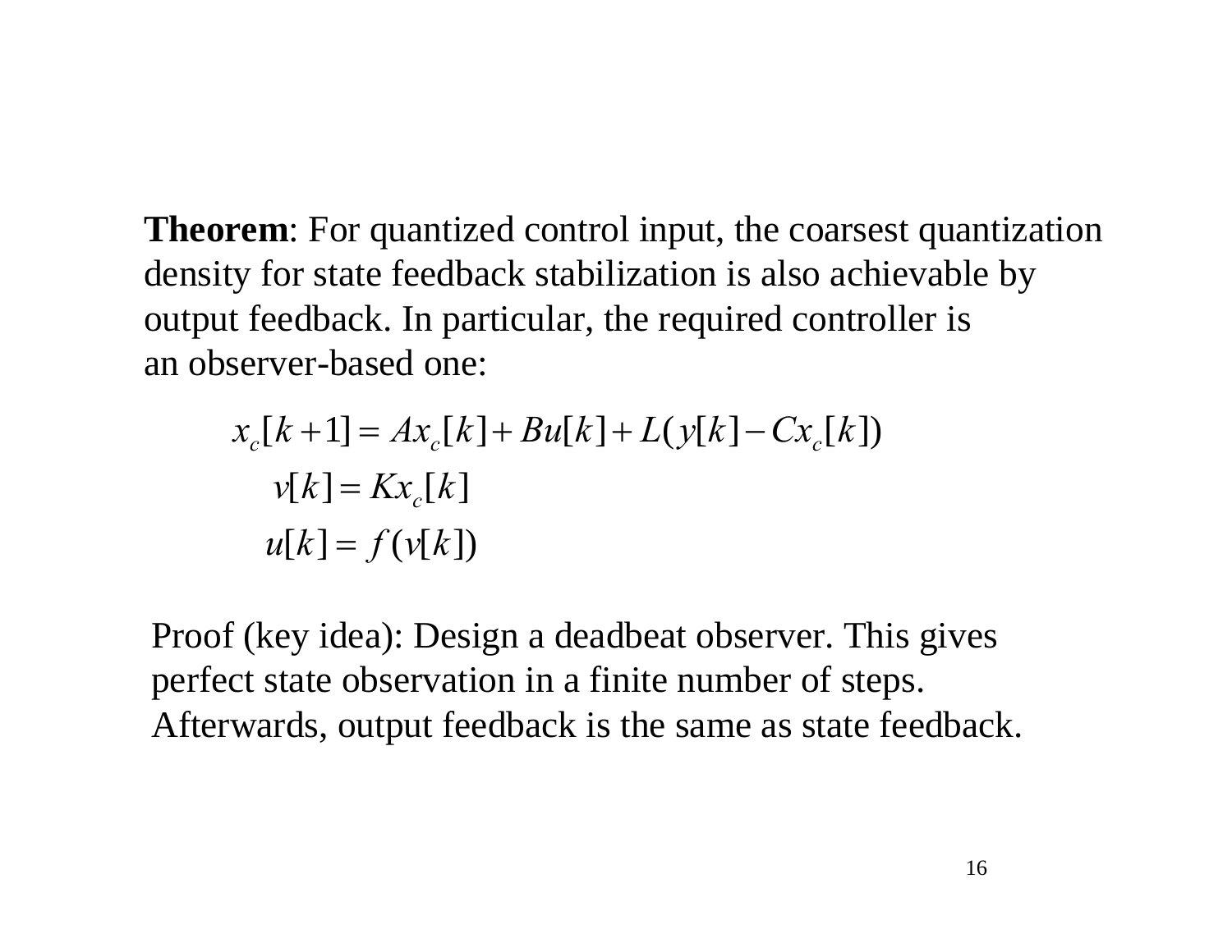**Theorem**: For quantized control input, the coarsest quantization density for state feedback stabilization is also achievable by output feedback. In particular, the required controller is an observer-based one:

$$
\begin{aligned}
x_c[k+1] &= Ax_c[k] + Bu[k] + L(y[k] - Cx_c[k]) \\
v[k] &= Kx_c[k] \\
u[k] &= f(v[k])
\end{aligned}
$$

Proof (key idea): Design a deadbeat observer. This gives perfect state observation in a finite number of steps. Afterwards, output feedback is the same as state feedback.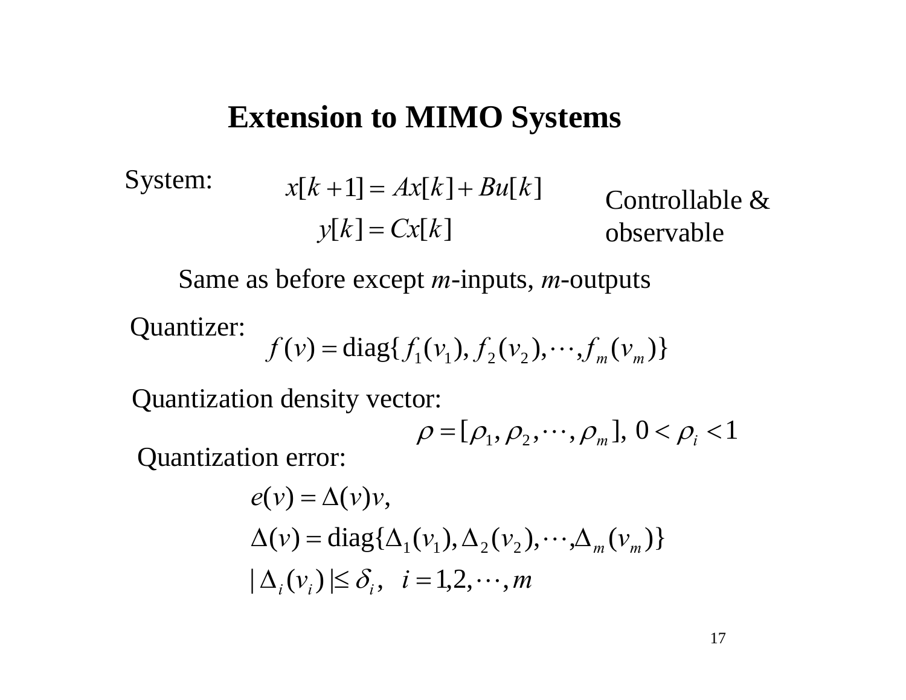# Extension to MIMO Systems

System:

$$x[k+1] = Ax[k] + Bu[k]$$
$$y[k] = Cx[k]$$

Controllable & observable

Same as before except *m*-inputs, *m*-outputs

Quantizer:

$$f(v) = \text{diag}\{f_1(v_1), f_2(v_2), \cdots, f_m(v_m)\}$$

Quantization density vector:

$$\rho = [\rho_1, \rho_2, \cdots, \rho_m], \; 0 < \rho_i < 1$$

Quantization error:

$$e(v) = \Delta(v)v,$$
$$\Delta(v) = \text{diag}\{\Delta_1(v_1), \Delta_2(v_2), \cdots, \Delta_m(v_m)\}$$
$$|\Delta_i(v_i)| \le \delta_i, \quad i = 1, 2, \cdots, m$$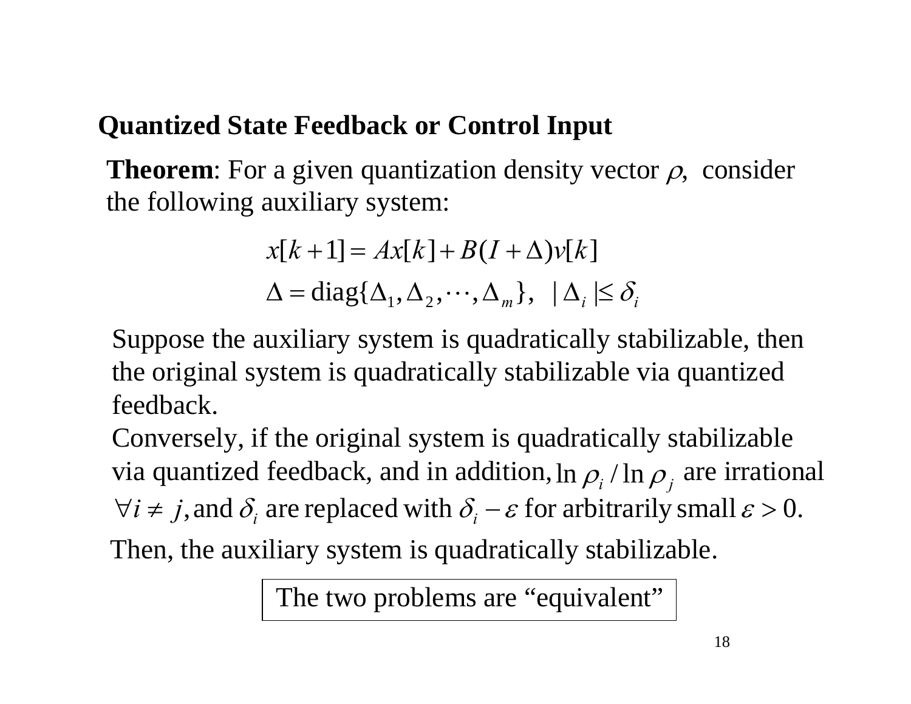## Quantized State Feedback or Control Input

**Theorem**: For a given quantization density vector $\rho$, consider the following auxiliary system:

$$x[k+1] = Ax[k] + B(I+\Delta)v[k]$$

$$\Delta = \text{diag}\{\Delta_1, \Delta_2, \cdots, \Delta_m\}, \ \ |\Delta_i| \leq \delta_i$$

Suppose the auxiliary system is quadratically stabilizable, then the original system is quadratically stabilizable via quantized feedback.

Conversely, if the original system is quadratically stabilizable via quantized feedback, and in addition, $\ln \rho_i / \ln \rho_j$ are irrational $\forall i \neq j$, and $\delta_i$ are replaced with $\delta_i - \varepsilon$ for arbitrarily small $\varepsilon > 0$.

Then, the auxiliary system is quadratically stabilizable.

The two problems are "equivalent"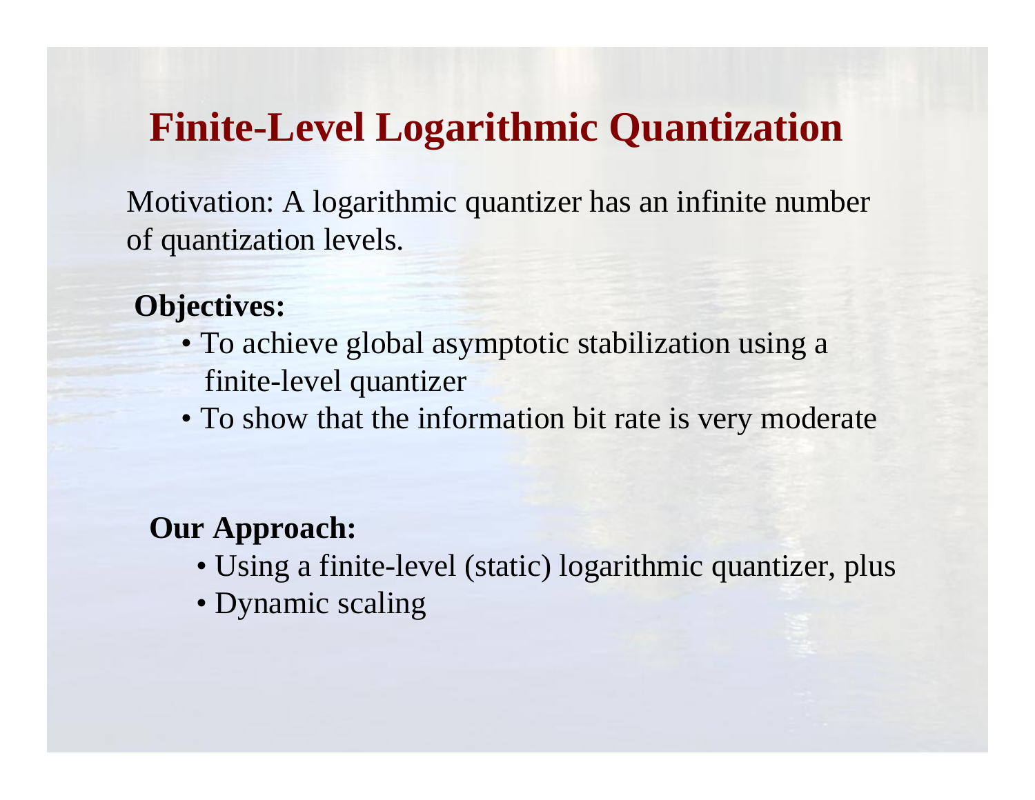# Finite-Level Logarithmic Quantization

Motivation: A logarithmic quantizer has an infinite number of quantization levels.

**Objectives:**

- To achieve global asymptotic stabilization using a finite-level quantizer
- To show that the information bit rate is very moderate

**Our Approach:**

- Using a finite-level (static) logarithmic quantizer, plus
- Dynamic scaling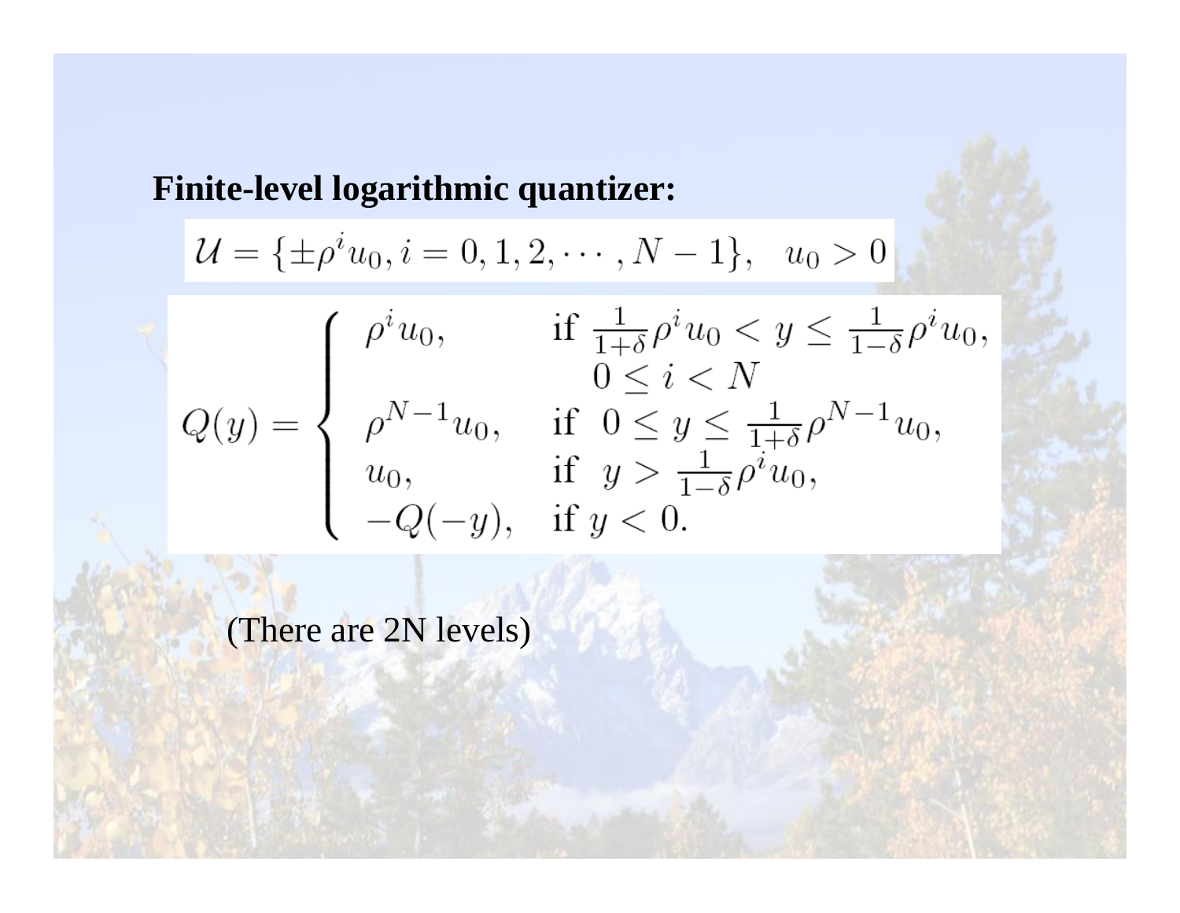**Finite-level logarithmic quantizer:**

$$\mathcal{U} = \{\pm\rho^i u_0, i = 0, 1, 2, \cdots, N-1\}, \quad u_0 > 0$$

$$Q(y) = \begin{cases} \rho^i u_0, & \text{if } \frac{1}{1+\delta}\rho^i u_0 < y \le \frac{1}{1-\delta}\rho^i u_0, \\ & \quad 0 \le i < N \\ \rho^{N-1} u_0, & \text{if } \ 0 \le y \le \frac{1}{1+\delta}\rho^{N-1} u_0, \\ u_0, & \text{if } \ y > \frac{1}{1-\delta}\rho^i u_0, \\ -Q(-y), & \text{if } y < 0. \end{cases}$$

(There are 2N levels)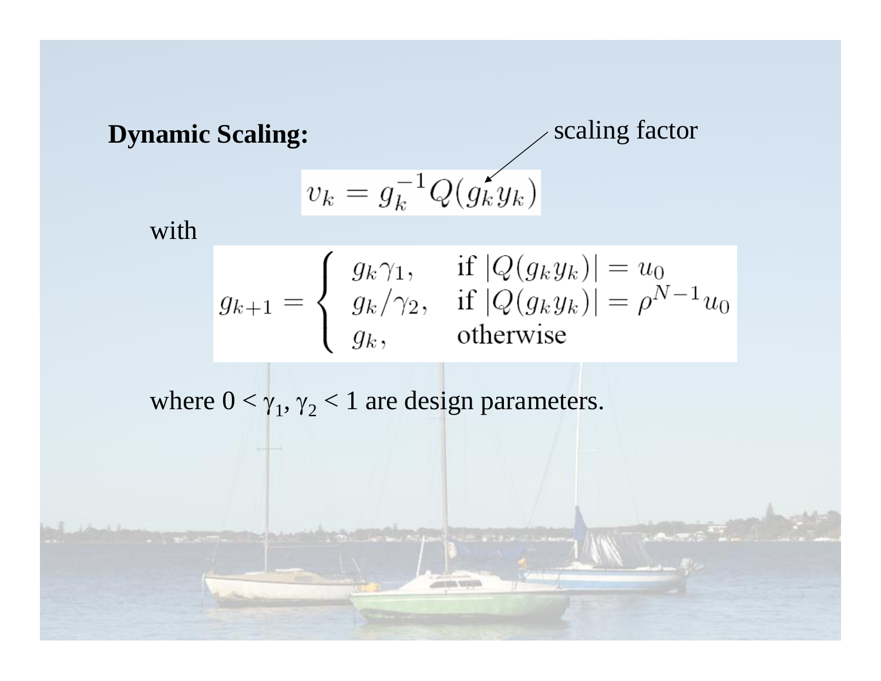**Dynamic Scaling:**

scaling factor

$$v_k = g_k^{-1} Q(g_k y_k)$$

with

$$g_{k+1} = \begin{cases} g_k \gamma_1, & \text{if } |Q(g_k y_k)| = u_0 \\ g_k / \gamma_2, & \text{if } |Q(g_k y_k)| = \rho^{N-1} u_0 \\ g_k, & \text{otherwise} \end{cases}$$

where $0 < \gamma_1, \gamma_2 < 1$ are design parameters.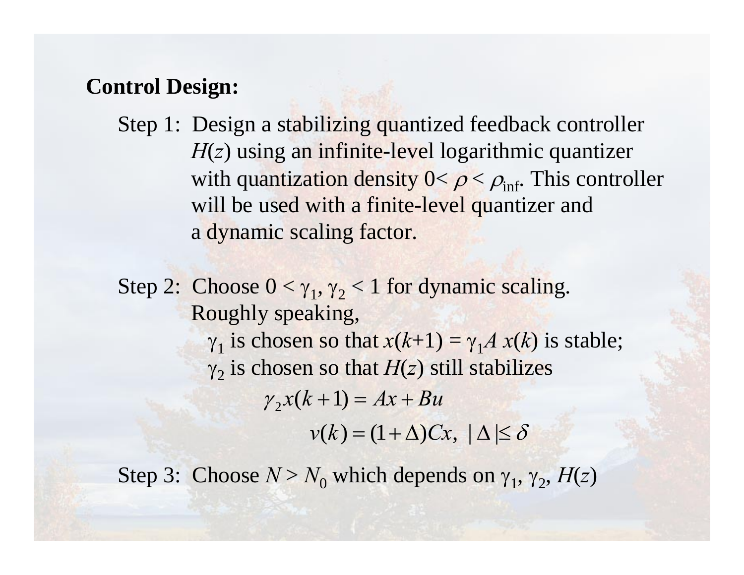**Control Design:**

Step 1: Design a stabilizing quantized feedback controller $H(z)$ using an infinite-level logarithmic quantizer with quantization density $0 < \rho < \rho_{\text{inf}}$. This controller will be used with a finite-level quantizer and a dynamic scaling factor.

Step 2: Choose $0 < \gamma_1, \gamma_2 < 1$ for dynamic scaling. Roughly speaking,

$\gamma_1$ is chosen so that $x(k+1) = \gamma_1 A\, x(k)$ is stable;

$\gamma_2$ is chosen so that $H(z)$ still stabilizes

$$\gamma_2 x(k+1) = Ax + Bu$$

$$v(k) = (1+\Delta)Cx, \; |\Delta| \leq \delta$$

Step 3: Choose $N > N_0$ which depends on $\gamma_1, \gamma_2, H(z)$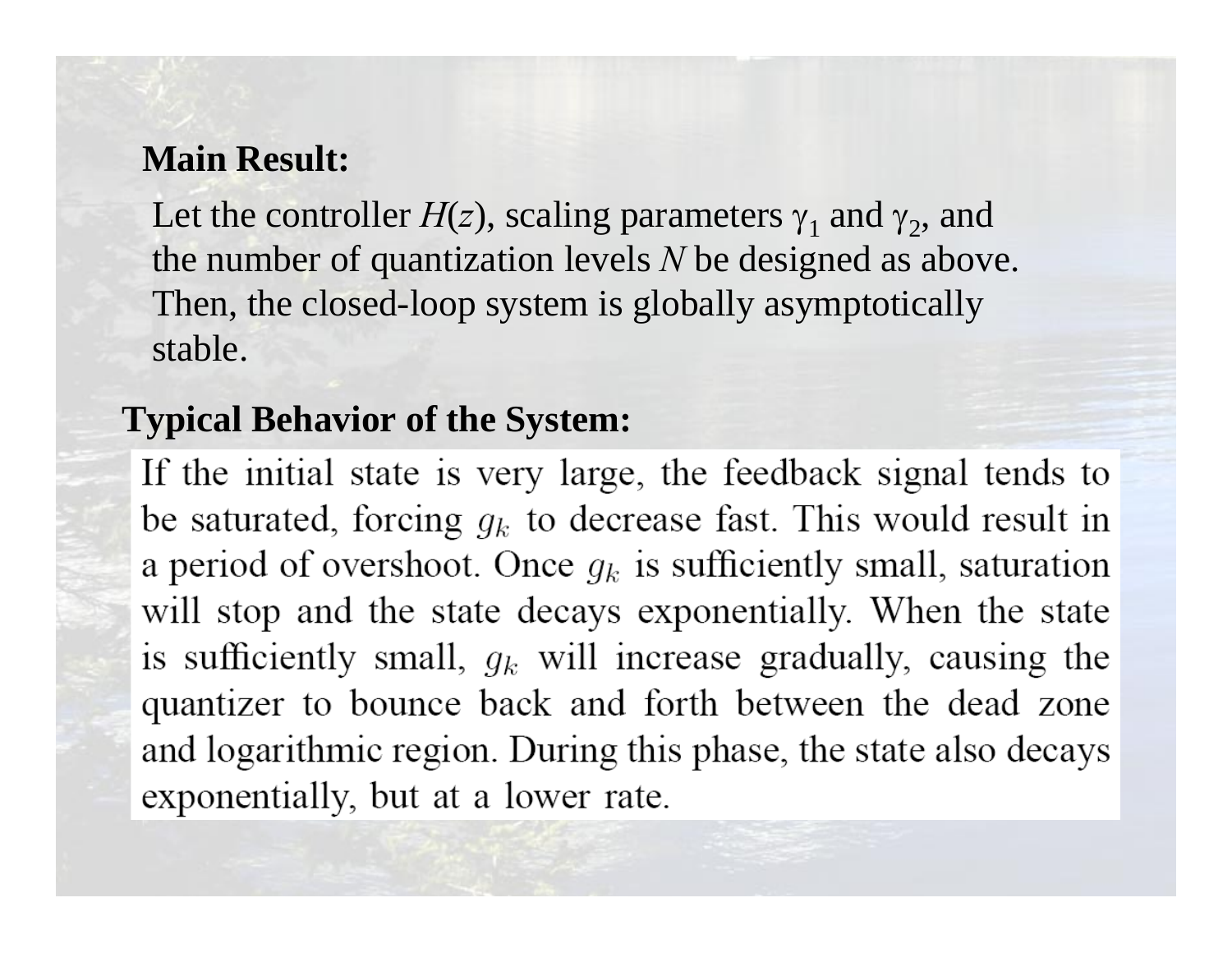**Main Result:**

Let the controller $H(z)$, scaling parameters $\gamma_1$ and $\gamma_2$, and the number of quantization levels $N$ be designed as above. Then, the closed-loop system is globally asymptotically stable.

**Typical Behavior of the System:**

If the initial state is very large, the feedback signal tends to be saturated, forcing $g_k$ to decrease fast. This would result in a period of overshoot. Once $g_k$ is sufficiently small, saturation will stop and the state decays exponentially. When the state is sufficiently small, $g_k$ will increase gradually, causing the quantizer to bounce back and forth between the dead zone and logarithmic region. During this phase, the state also decays exponentially, but at a lower rate.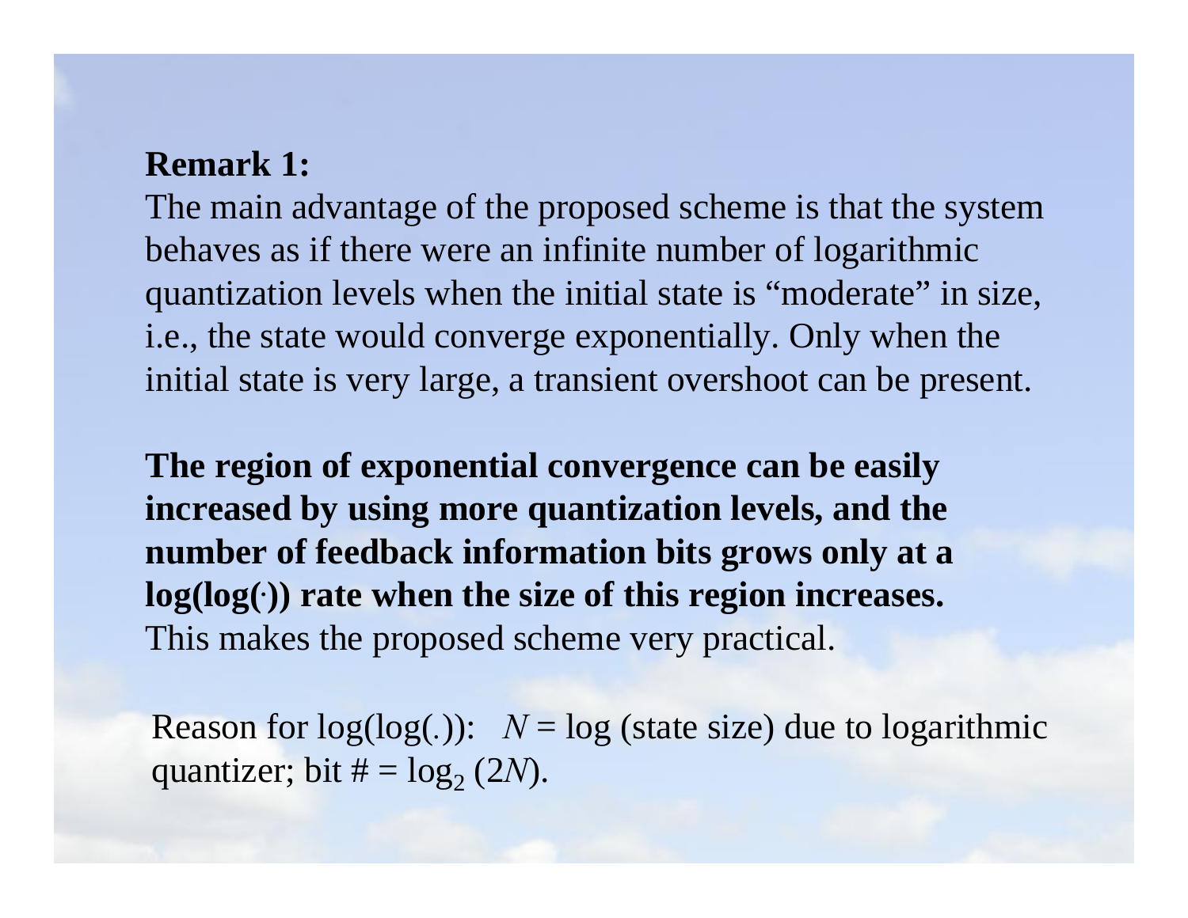**Remark 1:**

The main advantage of the proposed scheme is that the system behaves as if there were an infinite number of logarithmic quantization levels when the initial state is "moderate" in size, i.e., the state would converge exponentially. Only when the initial state is very large, a transient overshoot can be present.

**The region of exponential convergence can be easily increased by using more quantization levels, and the number of feedback information bits grows only at a log(log(·)) rate when the size of this region increases.** This makes the proposed scheme very practical.

Reason for log(log(.)): $N$ = log (state size) due to logarithmic quantizer; bit # = $\log_2 (2N)$.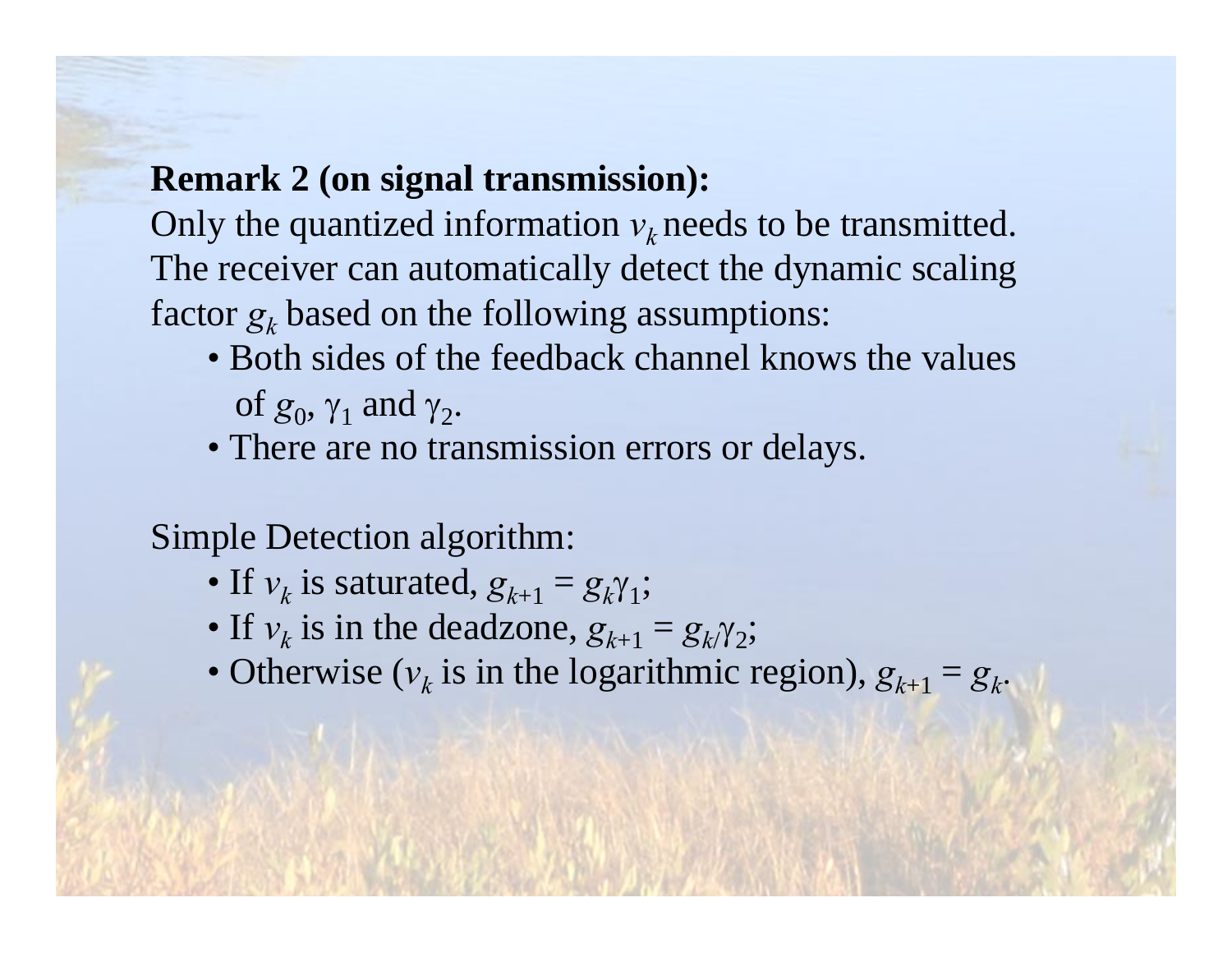**Remark 2 (on signal transmission):**

Only the quantized information $v_k$ needs to be transmitted. The receiver can automatically detect the dynamic scaling factor $g_k$ based on the following assumptions:

- Both sides of the feedback channel knows the values of $g_0$, $\gamma_1$ and $\gamma_2$.
- There are no transmission errors or delays.

Simple Detection algorithm:

- If $v_k$ is saturated, $g_{k+1} = g_k\gamma_1$;
- If $v_k$ is in the deadzone, $g_{k+1} = g_k/\gamma_2$;
- Otherwise ($v_k$ is in the logarithmic region), $g_{k+1} = g_k$.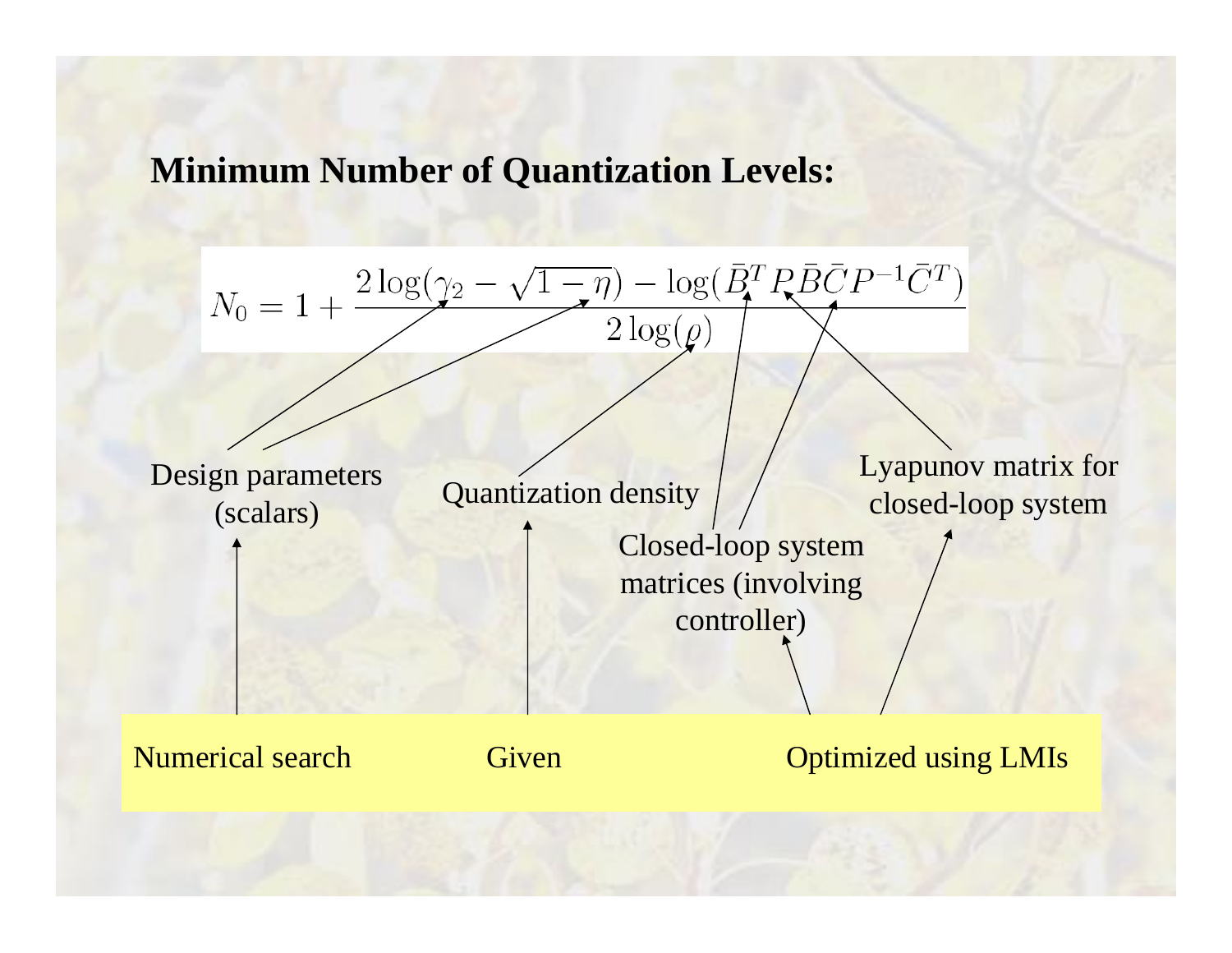## Minimum Number of Quantization Levels:

$$N_0 = 1 + \frac{2\log(\gamma_2 - \sqrt{1-\eta}) - \log(\bar{B}^T P \bar{B} \bar{C} P^{-1} \bar{C}^T)}{2\log(\rho)}$$

- Design parameters (scalars) — $\gamma_2$, $\eta$ — Numerical search
- Quantization density — $\rho$ — Given
- Closed-loop system matrices (involving controller) — $\bar{B}$, $\bar{C}$ — Optimized using LMIs
- Lyapunov matrix for closed-loop system — $P$ — Optimized using LMIs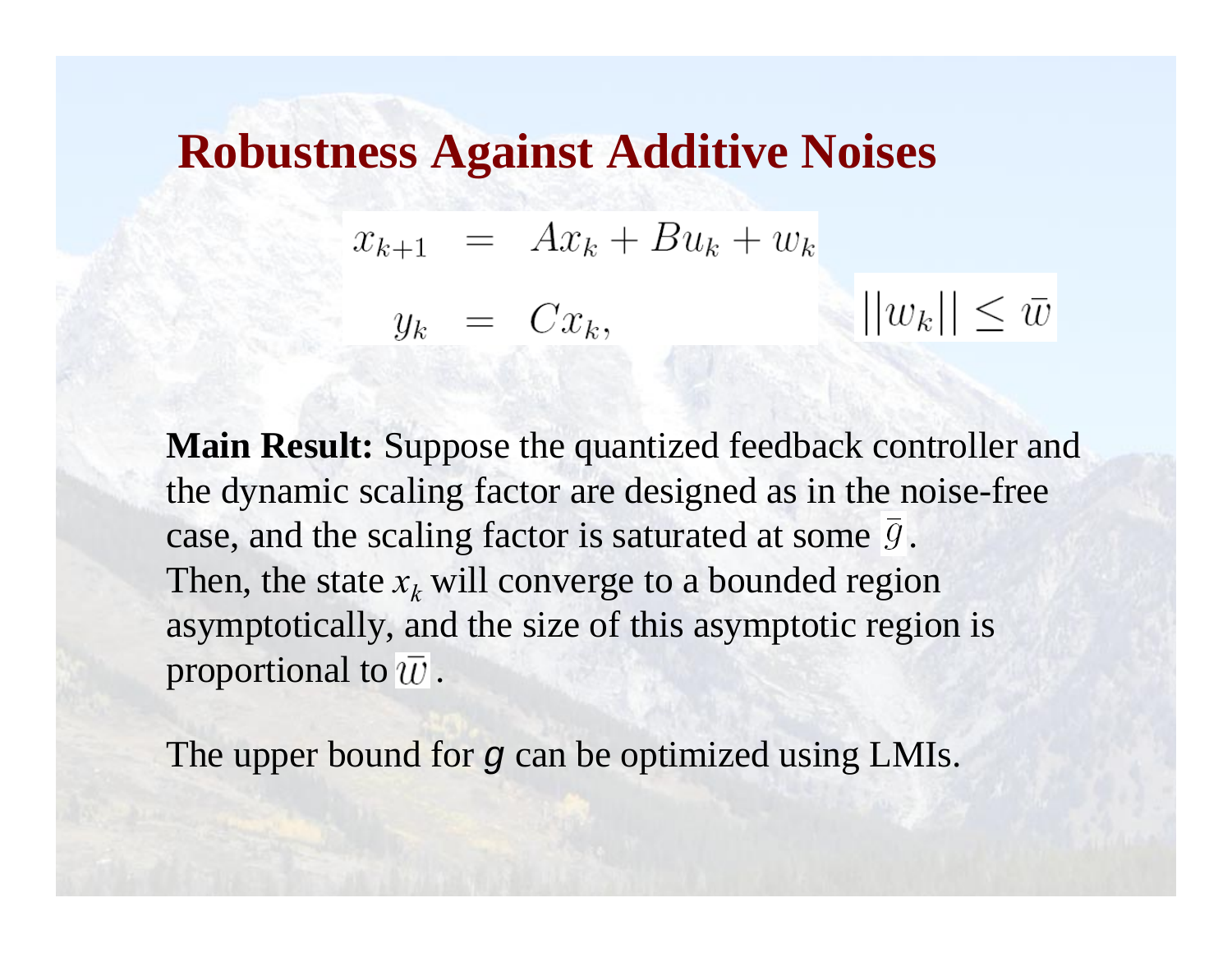# Robustness Against Additive Noises

$$
\begin{aligned}
x_{k+1} &= Ax_k + Bu_k + w_k \\
y_k &= Cx_k,
\end{aligned}
\qquad ||w_k|| \le \bar{w}
$$

**Main Result:** Suppose the quantized feedback controller and the dynamic scaling factor are designed as in the noise-free case, and the scaling factor is saturated at some $\bar{g}$. Then, the state $x_k$ will converge to a bounded region asymptotically, and the size of this asymptotic region is proportional to $\bar{w}$.

The upper bound for $g$ can be optimized using LMIs.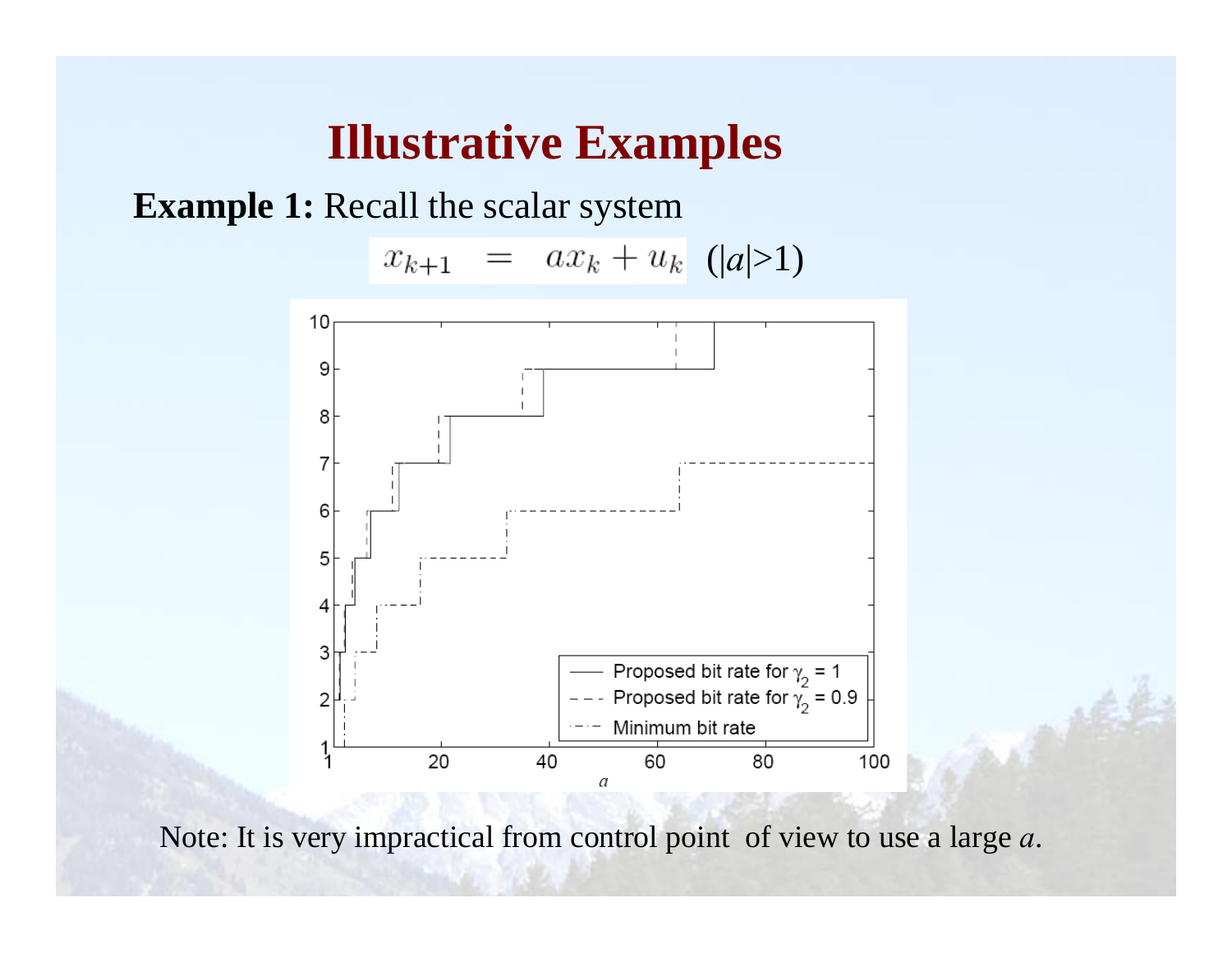# Illustrative Examples

**Example 1:** Recall the scalar system

$$x_{k+1} = ax_k + u_k \quad (|a|>1)$$

Note: It is very impractical from control point of view to use a large $a$.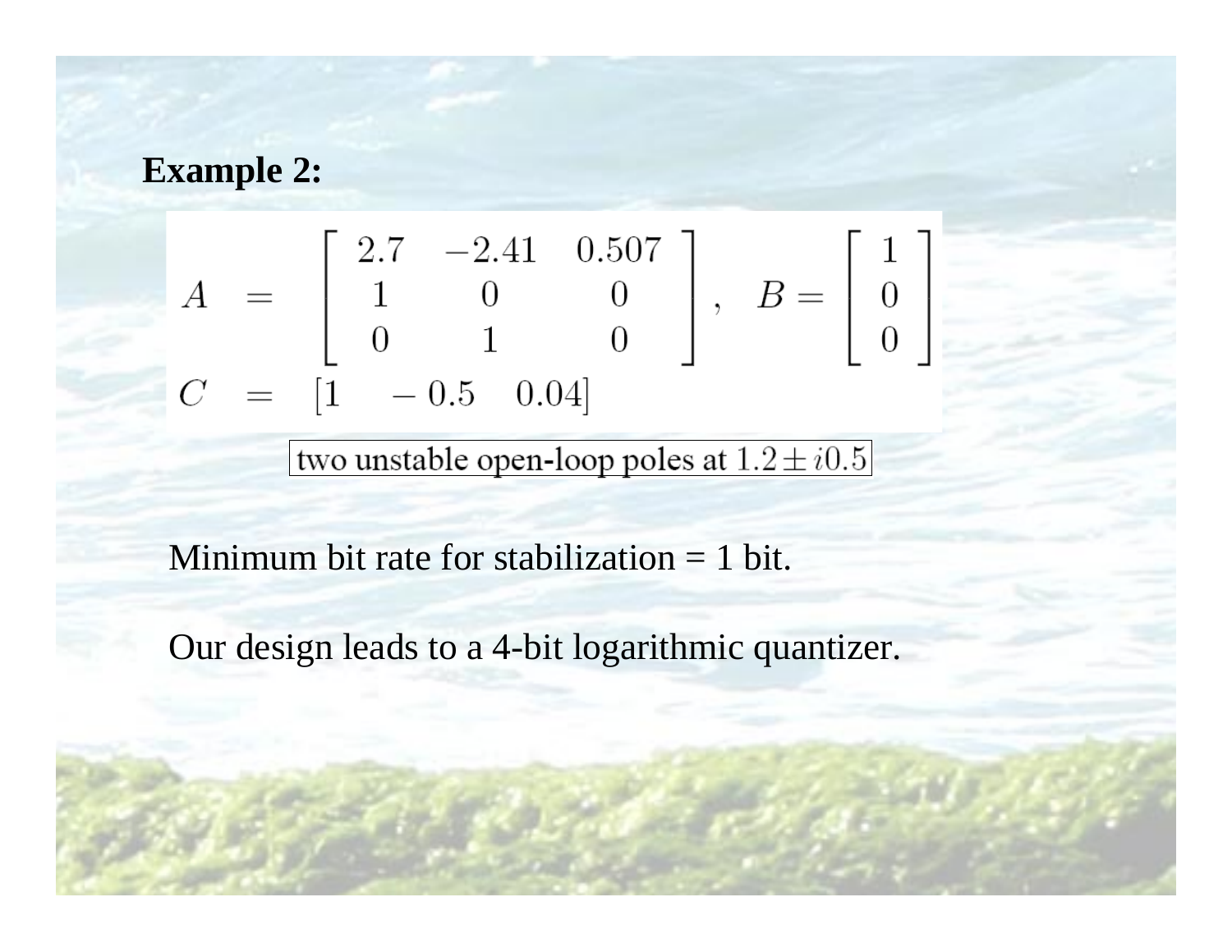**Example 2:**

$$
\begin{aligned}
A &= \begin{bmatrix} 2.7 & -2.41 & 0.507 \\ 1 & 0 & 0 \\ 0 & 1 & 0 \end{bmatrix}, \quad B = \begin{bmatrix} 1 \\ 0 \\ 0 \end{bmatrix} \\
C &= [1 \quad -0.5 \quad 0.04]
\end{aligned}
$$

two unstable open-loop poles at $1.2 \pm i0.5$

Minimum bit rate for stabilization = 1 bit.

Our design leads to a 4-bit logarithmic quantizer.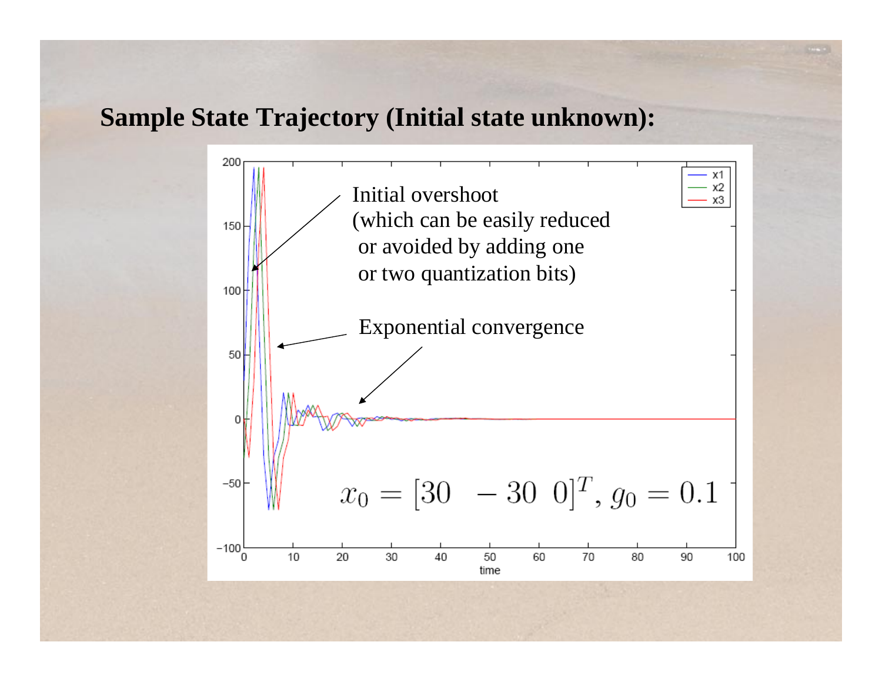## Sample State Trajectory (Initial state unknown):

Initial overshoot (which can be easily reduced or avoided by adding one or two quantization bits)

Exponential convergence

$$x_0 = [30 \quad -30 \quad 0]^T,\ g_0 = 0.1$$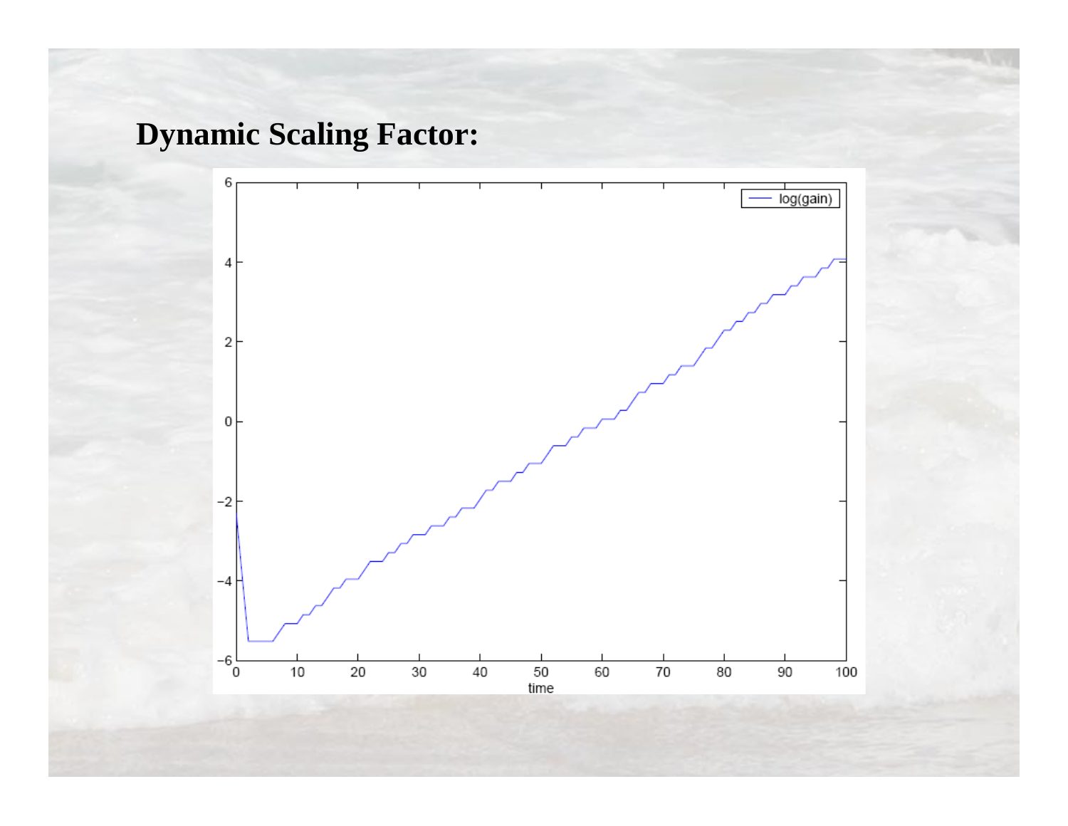## Dynamic Scaling Factor: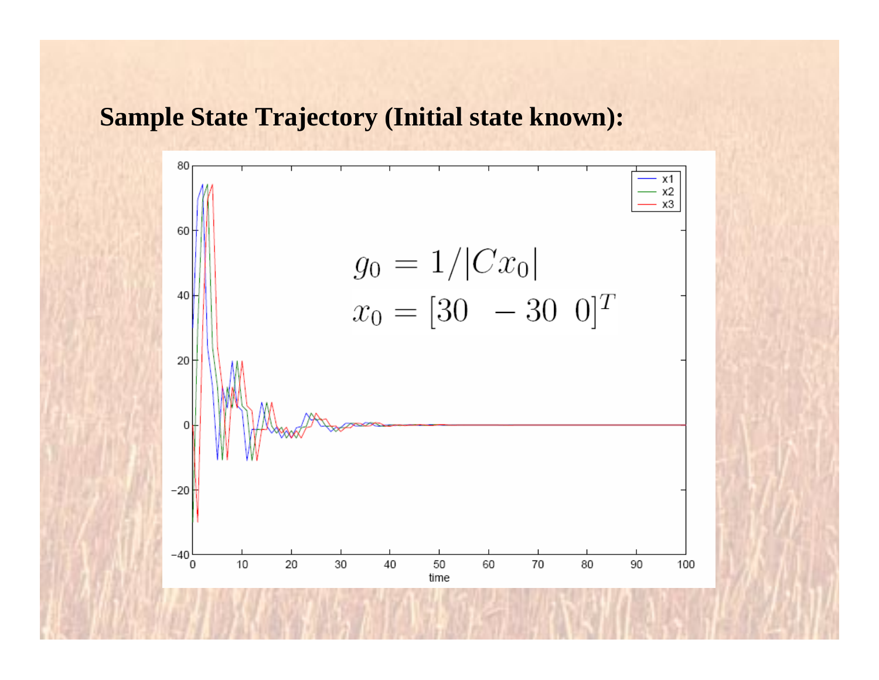## Sample State Trajectory (Initial state known):

$$g_0 = 1/|Cx_0|$$

$$x_0 = [30 \;\; -30 \;\; 0]^T$$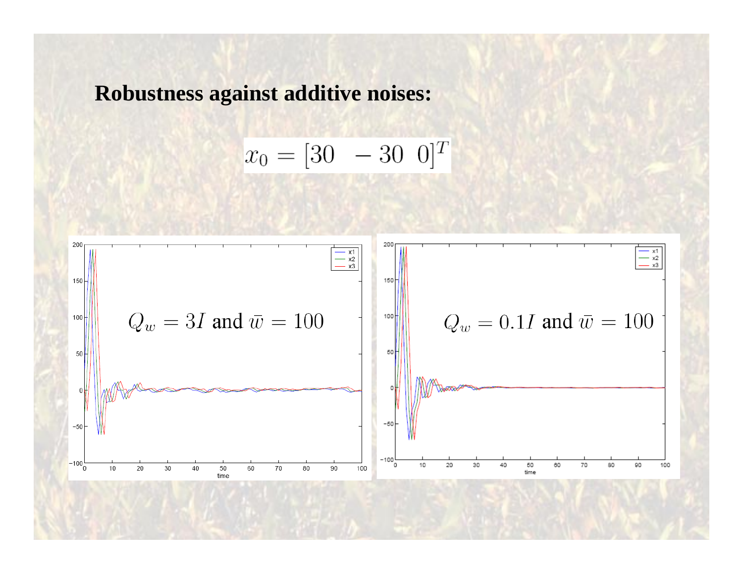**Robustness against additive noises:**

$$x_0 = [30 \quad -30 \quad 0]^T$$

$Q_w = 3I$ and $\bar{w} = 100$

$Q_w = 0.1I$ and $\bar{w} = 100$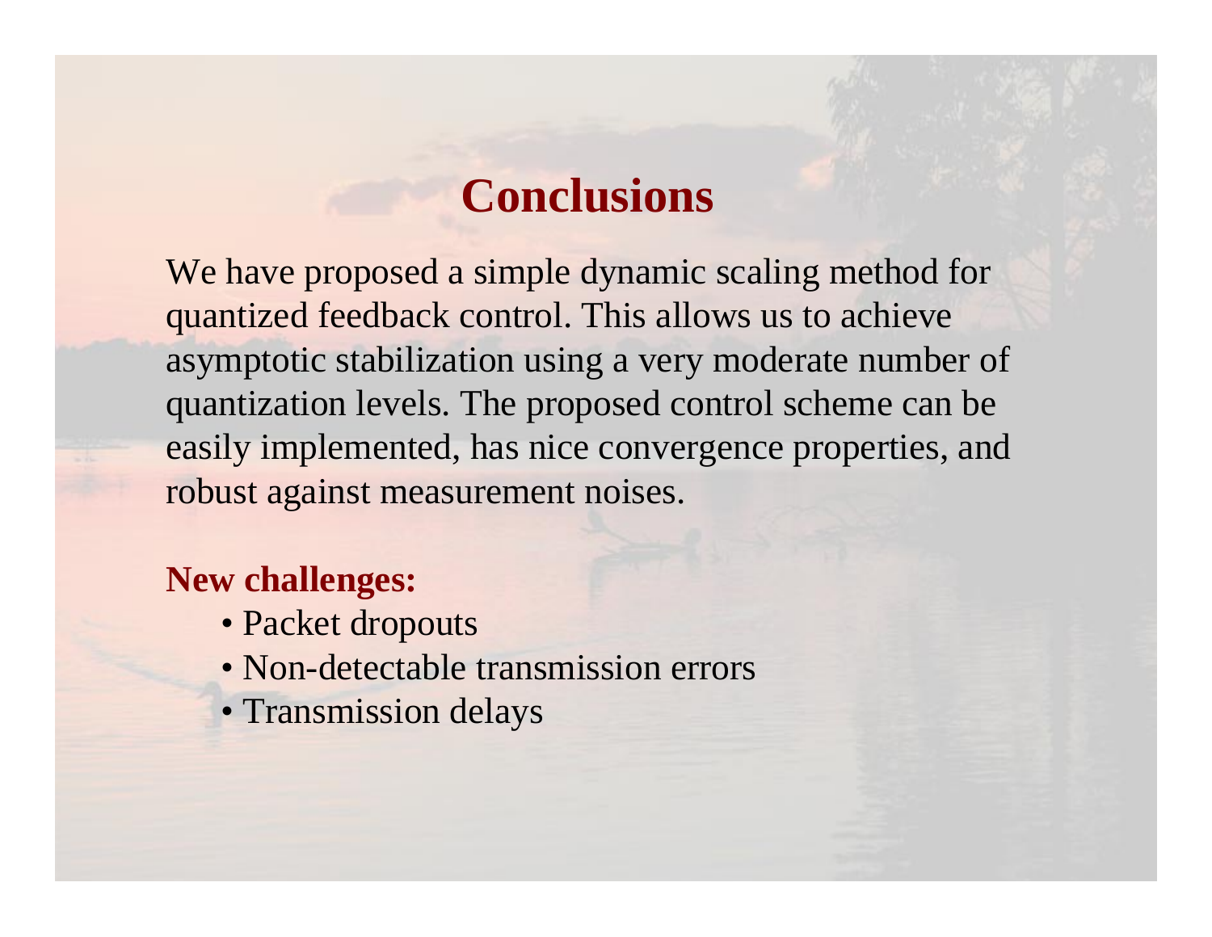# Conclusions

We have proposed a simple dynamic scaling method for quantized feedback control. This allows us to achieve asymptotic stabilization using a very moderate number of quantization levels. The proposed control scheme can be easily implemented, has nice convergence properties, and robust against measurement noises.

**New challenges:**

- Packet dropouts
- Non-detectable transmission errors
- Transmission delays